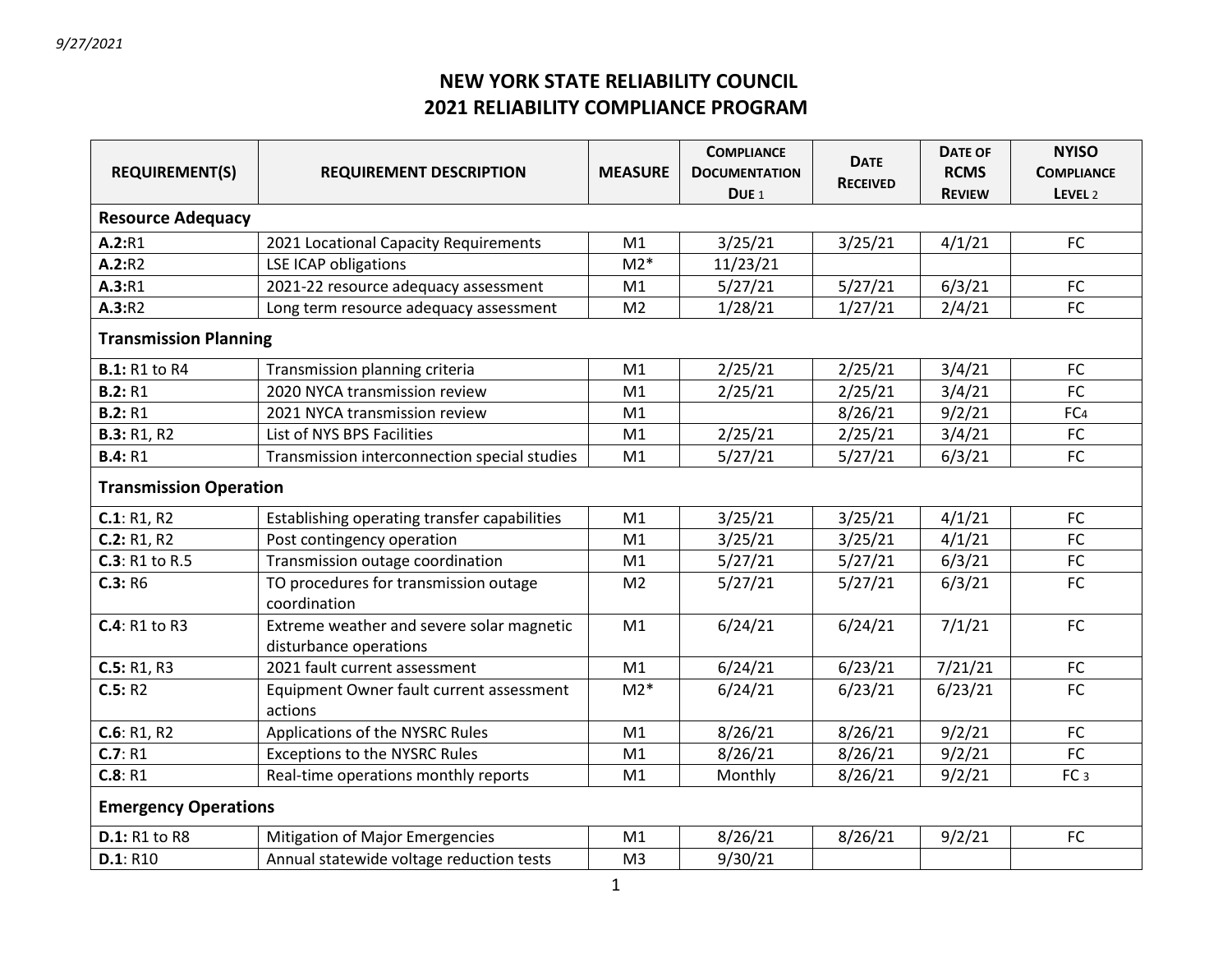*9/27/2021*

# NEW YORK STATE RELIABILITY COUNCIL
# 2021 RELIABILITY COMPLIANCE PROGRAM

| REQUIREMENT(S) | REQUIREMENT DESCRIPTION | MEASURE | COMPLIANCE DOCUMENTATION DUE 1 | DATE RECEIVED | DATE OF RCMS REVIEW | NYISO COMPLIANCE LEVEL 2 |
|---|---|---|---|---|---|---|
| **Resource Adequacy** | | | | | | |
| **A.2:**R1 | 2021 Locational Capacity Requirements | M1 | 3/25/21 | 3/25/21 | 4/1/21 | FC |
| **A.2:**R2 | LSE ICAP obligations | M2* | 11/23/21 | | | |
| **A.3:**R1 | 2021-22 resource adequacy assessment | M1 | 5/27/21 | 5/27/21 | 6/3/21 | FC |
| **A.3:**R2 | Long term resource adequacy assessment | M2 | 1/28/21 | 1/27/21 | 2/4/21 | FC |
| **Transmission Planning** | | | | | | |
| **B.1:** R1 to R4 | Transmission planning criteria | M1 | 2/25/21 | 2/25/21 | 3/4/21 | FC |
| **B.2:** R1 | 2020 NYCA transmission review | M1 | 2/25/21 | 2/25/21 | 3/4/21 | FC |
| **B.2:** R1 | 2021 NYCA transmission review | M1 | | 8/26/21 | 9/2/21 | FC4 |
| **B.3:** R1, R2 | List of NYS BPS Facilities | M1 | 2/25/21 | 2/25/21 | 3/4/21 | FC |
| **B.4:** R1 | Transmission interconnection special studies | M1 | 5/27/21 | 5/27/21 | 6/3/21 | FC |
| **Transmission Operation** | | | | | | |
| **C.1**: R1, R2 | Establishing operating transfer capabilities | M1 | 3/25/21 | 3/25/21 | 4/1/21 | FC |
| **C.2:** R1, R2 | Post contingency operation | M1 | 3/25/21 | 3/25/21 | 4/1/21 | FC |
| **C.3**: R1 to R.5 | Transmission outage coordination | M1 | 5/27/21 | 5/27/21 | 6/3/21 | FC |
| **C.3:** R6 | TO procedures for transmission outage coordination | M2 | 5/27/21 | 5/27/21 | 6/3/21 | FC |
| **C.4**: R1 to R3 | Extreme weather and severe solar magnetic disturbance operations | M1 | 6/24/21 | 6/24/21 | 7/1/21 | FC |
| **C.5:** R1, R3 | 2021 fault current assessment | M1 | 6/24/21 | 6/23/21 | 7/21/21 | FC |
| **C.5:** R2 | Equipment Owner fault current assessment actions | M2* | 6/24/21 | 6/23/21 | 6/23/21 | FC |
| **C.6**: R1, R2 | Applications of the NYSRC Rules | M1 | 8/26/21 | 8/26/21 | 9/2/21 | FC |
| **C.7**: R1 | Exceptions to the NYSRC Rules | M1 | 8/26/21 | 8/26/21 | 9/2/21 | FC |
| **C.8**: R1 | Real-time operations monthly reports | M1 | Monthly | 8/26/21 | 9/2/21 | FC 3 |
| **Emergency Operations** | | | | | | |
| **D.1:** R1 to R8 | Mitigation of Major Emergencies | M1 | 8/26/21 | 8/26/21 | 9/2/21 | FC |
| **D.1**: R10 | Annual statewide voltage reduction tests | M3 | 9/30/21 | | | |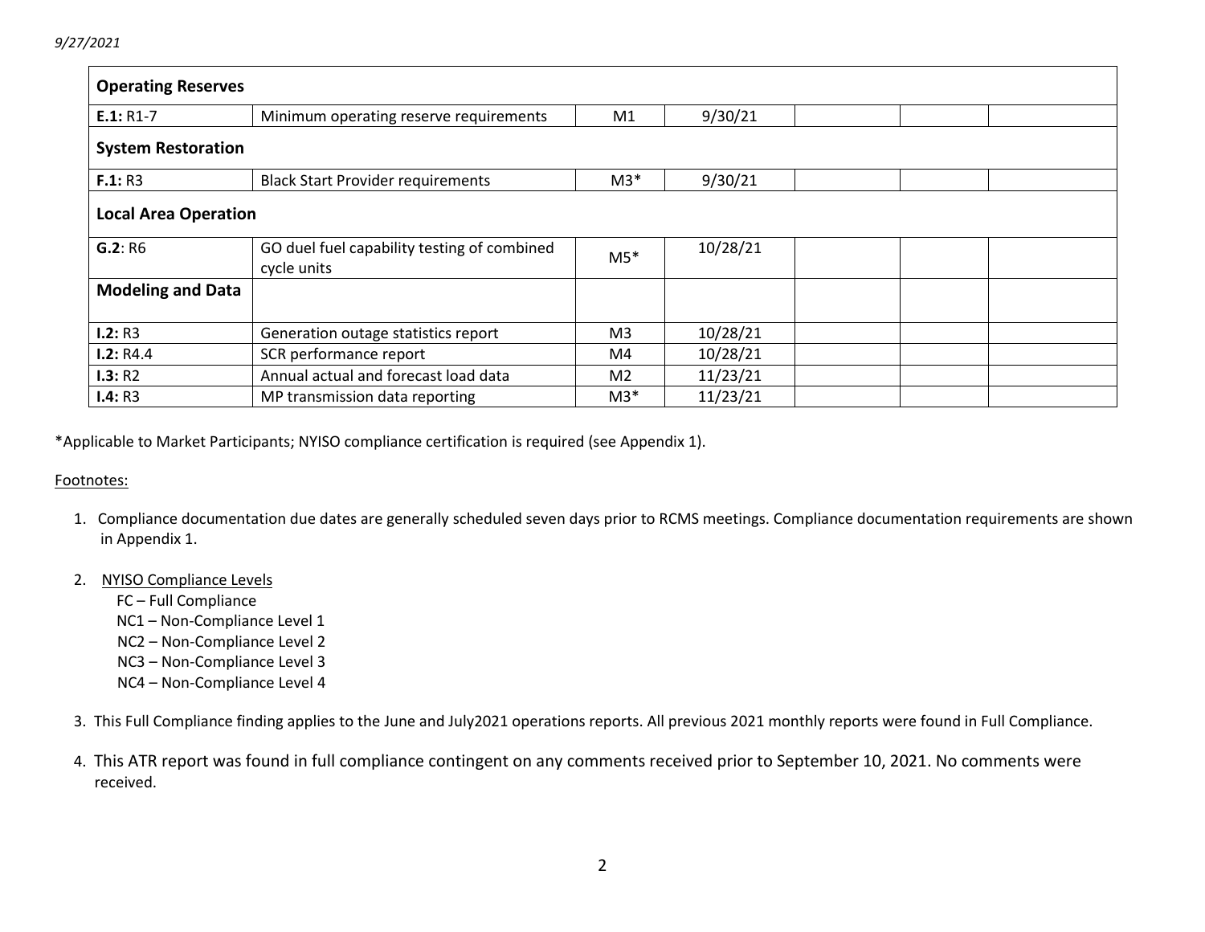9/27/2021

| | | | | | | |
|---|---|---|---|---|---|---|
| **Operating Reserves** | | | | | | |
| **E.1:** R1-7 | Minimum operating reserve requirements | M1 | 9/30/21 | | | |
| **System Restoration** | | | | | | |
| **F.1:** R3 | Black Start Provider requirements | M3* | 9/30/21 | | | |
| **Local Area Operation** | | | | | | |
| **G.2**: R6 | GO duel fuel capability testing of combined cycle units | M5* | 10/28/21 | | | |
| **Modeling and Data** | | | | | | |
| **I.2:** R3 | Generation outage statistics report | M3 | 10/28/21 | | | |
| **I.2:** R4.4 | SCR performance report | M4 | 10/28/21 | | | |
| **I.3:** R2 | Annual actual and forecast load data | M2 | 11/23/21 | | | |
| **I.4:** R3 | MP transmission data reporting | M3* | 11/23/21 | | | |

*Applicable to Market Participants; NYISO compliance certification is required (see Appendix 1).

Footnotes:

1. Compliance documentation due dates are generally scheduled seven days prior to RCMS meetings. Compliance documentation requirements are shown in Appendix 1.

2. NYISO Compliance Levels
   - FC – Full Compliance
   - NC1 – Non-Compliance Level 1
   - NC2 – Non-Compliance Level 2
   - NC3 – Non-Compliance Level 3
   - NC4 – Non-Compliance Level 4

3. This Full Compliance finding applies to the June and July2021 operations reports. All previous 2021 monthly reports were found in Full Compliance.

4. This ATR report was found in full compliance contingent on any comments received prior to September 10, 2021. No comments were received.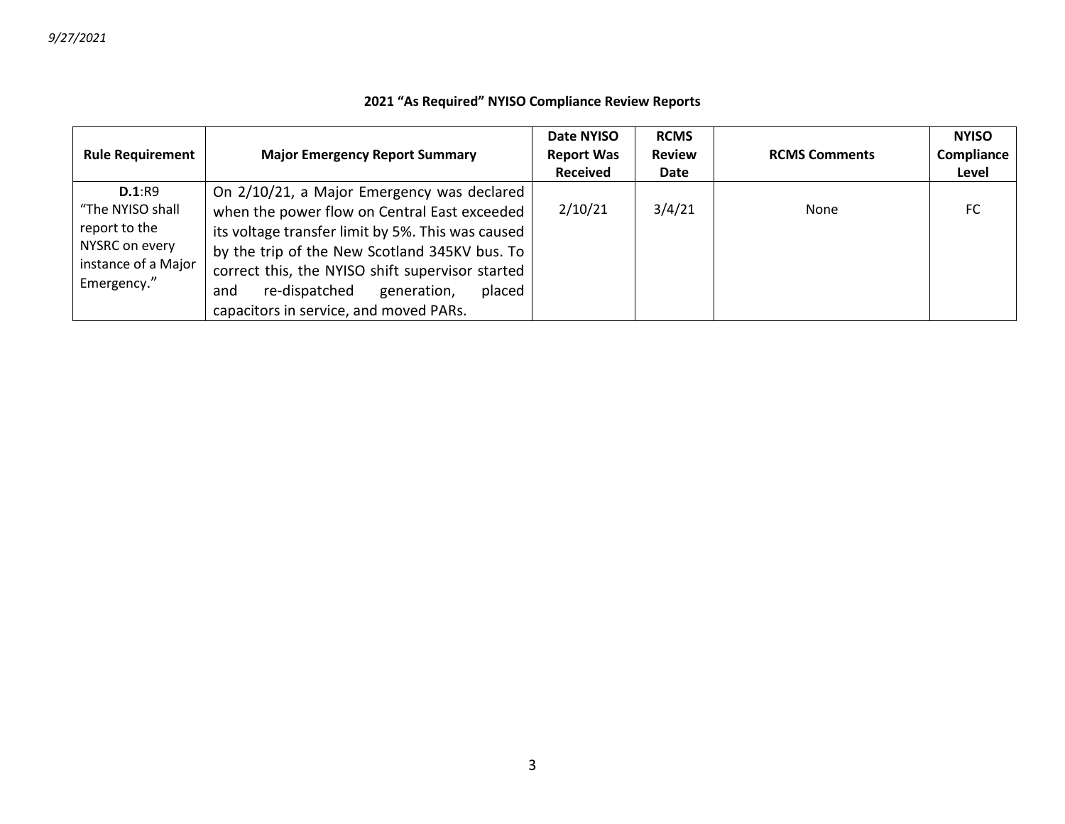*9/27/2021*

**2021 "As Required" NYISO Compliance Review Reports**

| Rule Requirement | Major Emergency Report Summary | Date NYISO Report Was Received | RCMS Review Date | RCMS Comments | NYISO Compliance Level |
|---|---|---|---|---|---|
| **D.1**:R9 "The NYISO shall report to the NYSRC on every instance of a Major Emergency." | On 2/10/21, a Major Emergency was declared when the power flow on Central East exceeded its voltage transfer limit by 5%. This was caused by the trip of the New Scotland 345KV bus. To correct this, the NYISO shift supervisor started and re-dispatched generation, placed capacitors in service, and moved PARs. | 2/10/21 | 3/4/21 | None | FC |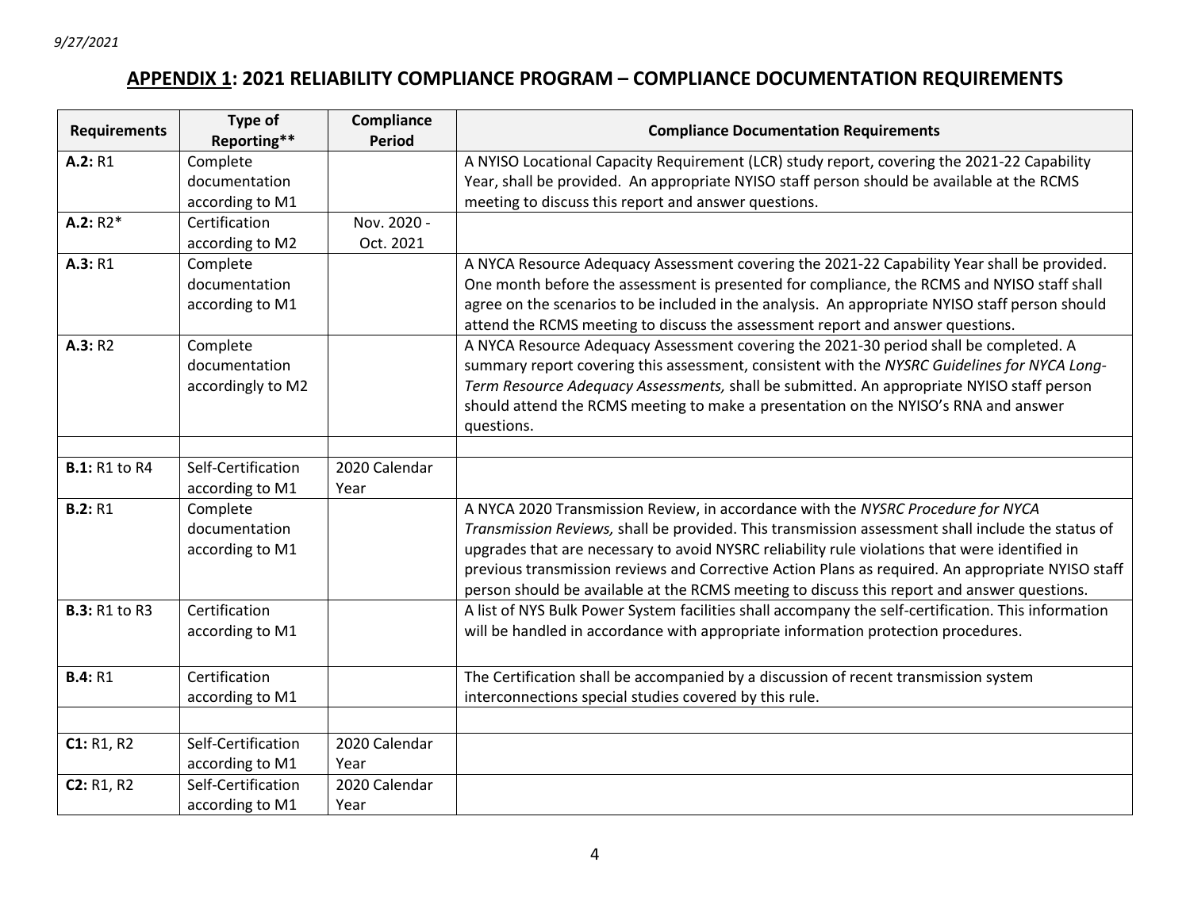9/27/2021

# APPENDIX 1: 2021 RELIABILITY COMPLIANCE PROGRAM – COMPLIANCE DOCUMENTATION REQUIREMENTS

| Requirements | Type of Reporting** | Compliance Period | Compliance Documentation Requirements |
|---|---|---|---|
| **A.2:** R1 | Complete documentation according to M1 | | A NYISO Locational Capacity Requirement (LCR) study report, covering the 2021-22 Capability Year, shall be provided. An appropriate NYISO staff person should be available at the RCMS meeting to discuss this report and answer questions. |
| **A.2:** R2* | Certification according to M2 | Nov. 2020 - Oct. 2021 | |
| **A.3:** R1 | Complete documentation according to M1 | | A NYCA Resource Adequacy Assessment covering the 2021-22 Capability Year shall be provided. One month before the assessment is presented for compliance, the RCMS and NYISO staff shall agree on the scenarios to be included in the analysis. An appropriate NYISO staff person should attend the RCMS meeting to discuss the assessment report and answer questions. |
| **A.3:** R2 | Complete documentation accordingly to M2 | | A NYCA Resource Adequacy Assessment covering the 2021-30 period shall be completed. A summary report covering this assessment, consistent with the *NYSRC Guidelines for NYCA Long-Term Resource Adequacy Assessments,* shall be submitted. An appropriate NYISO staff person should attend the RCMS meeting to make a presentation on the NYISO's RNA and answer questions. |
| | | | |
| **B.1:** R1 to R4 | Self-Certification according to M1 | 2020 Calendar Year | |
| **B.2:** R1 | Complete documentation according to M1 | | A NYCA 2020 Transmission Review, in accordance with the *NYSRC Procedure for NYCA Transmission Reviews,* shall be provided. This transmission assessment shall include the status of upgrades that are necessary to avoid NYSRC reliability rule violations that were identified in previous transmission reviews and Corrective Action Plans as required. An appropriate NYISO staff person should be available at the RCMS meeting to discuss this report and answer questions. |
| **B.3:** R1 to R3 | Certification according to M1 | | A list of NYS Bulk Power System facilities shall accompany the self-certification. This information will be handled in accordance with appropriate information protection procedures. |
| **B.4:** R1 | Certification according to M1 | | The Certification shall be accompanied by a discussion of recent transmission system interconnections special studies covered by this rule. |
| | | | |
| **C1:** R1, R2 | Self-Certification according to M1 | 2020 Calendar Year | |
| **C2:** R1, R2 | Self-Certification according to M1 | 2020 Calendar Year | |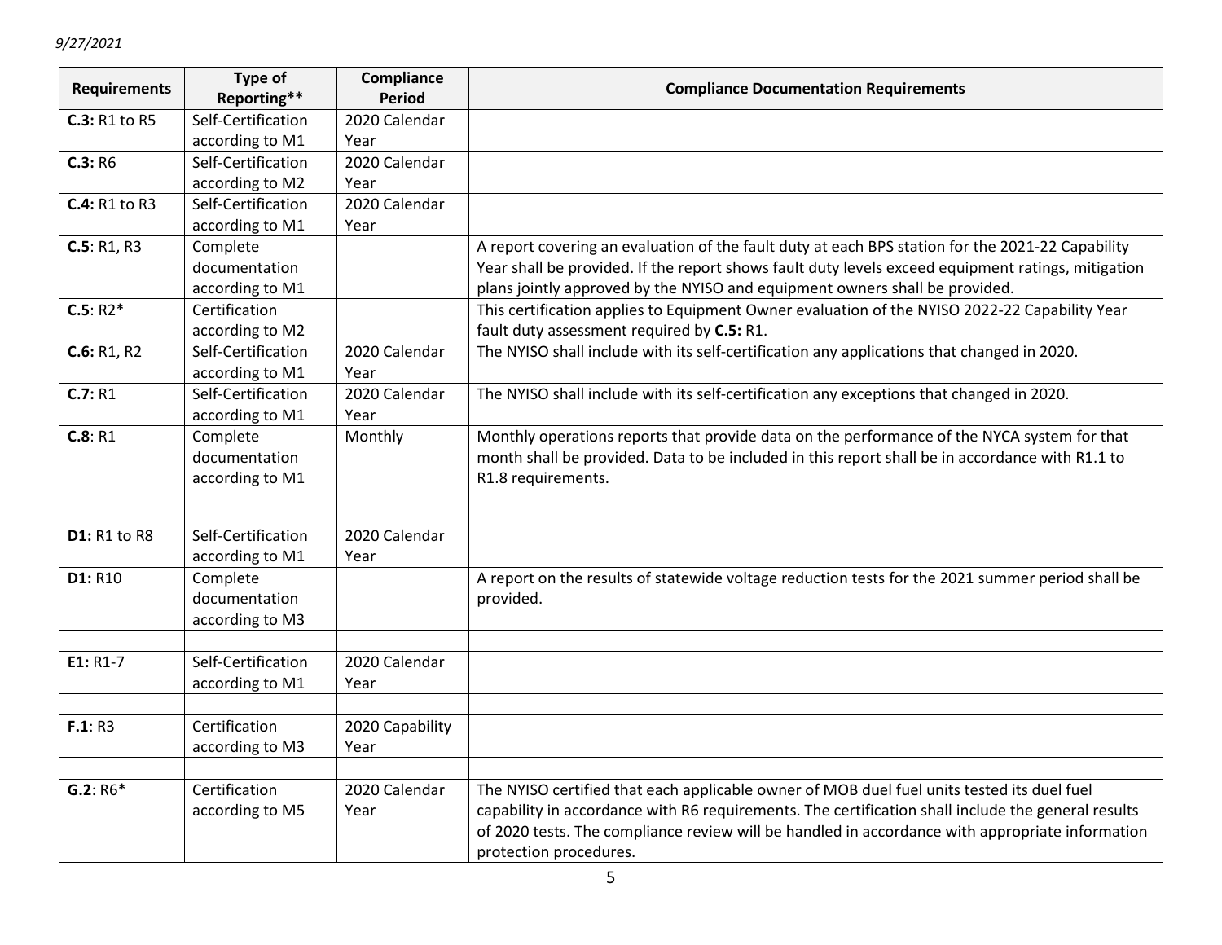| Requirements | Type of Reporting** | Compliance Period | Compliance Documentation Requirements |
|---|---|---|---|
| **C.3:** R1 to R5 | Self-Certification according to M1 | 2020 Calendar Year | |
| **C.3:** R6 | Self-Certification according to M2 | 2020 Calendar Year | |
| **C.4:** R1 to R3 | Self-Certification according to M1 | 2020 Calendar Year | |
| **C.5**: R1, R3 | Complete documentation according to M1 | | A report covering an evaluation of the fault duty at each BPS station for the 2021-22 Capability Year shall be provided. If the report shows fault duty levels exceed equipment ratings, mitigation plans jointly approved by the NYISO and equipment owners shall be provided. |
| **C.5**: R2* | Certification according to M2 | | This certification applies to Equipment Owner evaluation of the NYISO 2022-22 Capability Year fault duty assessment required by **C.5:** R1. |
| **C.6:** R1, R2 | Self-Certification according to M1 | 2020 Calendar Year | The NYISO shall include with its self-certification any applications that changed in 2020. |
| **C.7:** R1 | Self-Certification according to M1 | 2020 Calendar Year | The NYISO shall include with its self-certification any exceptions that changed in 2020. |
| **C.8**: R1 | Complete documentation according to M1 | Monthly | Monthly operations reports that provide data on the performance of the NYCA system for that month shall be provided. Data to be included in this report shall be in accordance with R1.1 to R1.8 requirements. |
| | | | |
| **D1:** R1 to R8 | Self-Certification according to M1 | 2020 Calendar Year | |
| **D1:** R10 | Complete documentation according to M3 | | A report on the results of statewide voltage reduction tests for the 2021 summer period shall be provided. |
| | | | |
| **E1:** R1-7 | Self-Certification according to M1 | 2020 Calendar Year | |
| | | | |
| **F.1**: R3 | Certification according to M3 | 2020 Capability Year | |
| | | | |
| **G.2**: R6* | Certification according to M5 | 2020 Calendar Year | The NYISO certified that each applicable owner of MOB duel fuel units tested its duel fuel capability in accordance with R6 requirements. The certification shall include the general results of 2020 tests. The compliance review will be handled in accordance with appropriate information protection procedures. |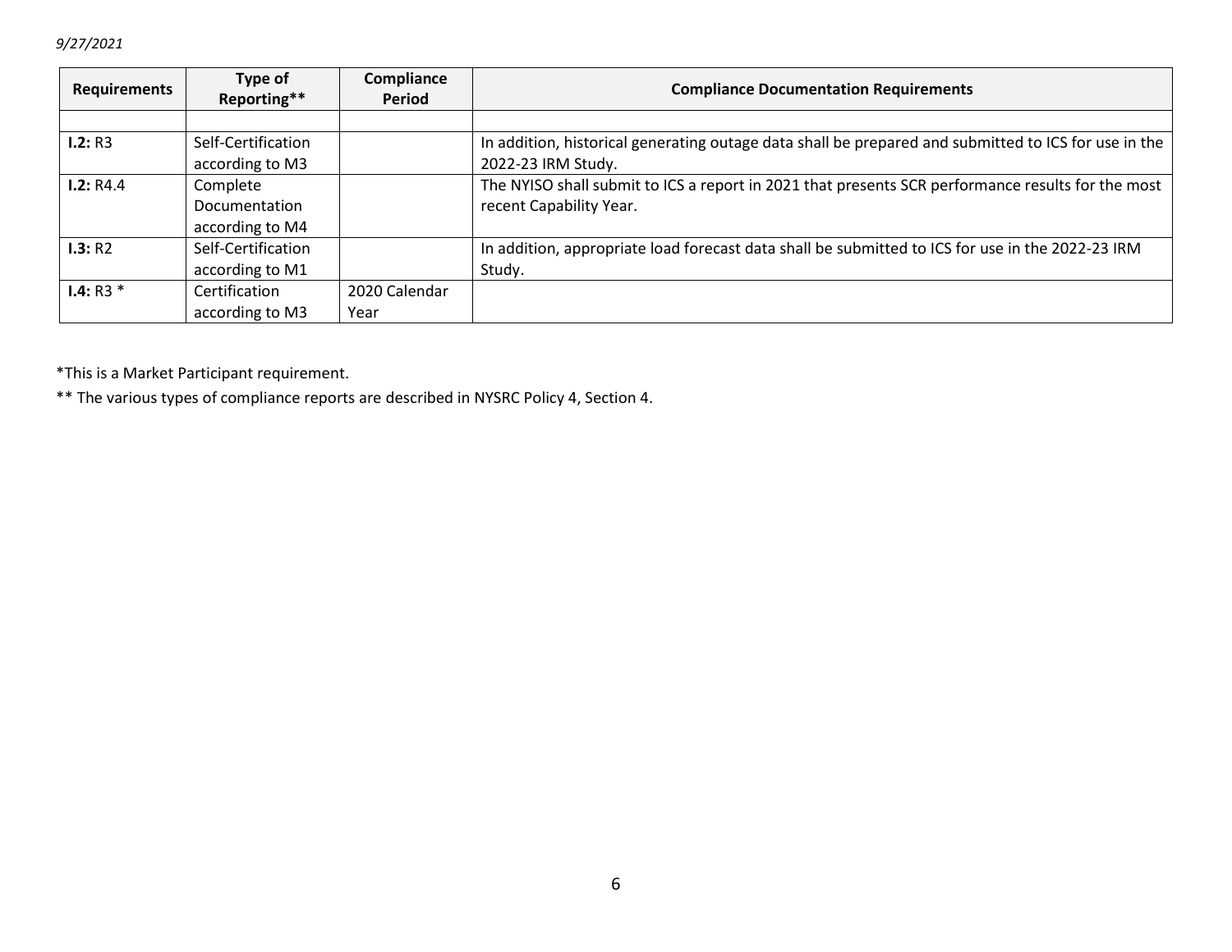| Requirements | Type of Reporting** | Compliance Period | Compliance Documentation Requirements |
| --- | --- | --- | --- |
| | | | |
| **I.2:** R3 | Self-Certification according to M3 | | In addition, historical generating outage data shall be prepared and submitted to ICS for use in the 2022-23 IRM Study. |
| **I.2:** R4.4 | Complete Documentation according to M4 | | The NYISO shall submit to ICS a report in 2021 that presents SCR performance results for the most recent Capability Year. |
| **I.3:** R2 | Self-Certification according to M1 | | In addition, appropriate load forecast data shall be submitted to ICS for use in the 2022-23 IRM Study. |
| **I.4:** R3 * | Certification according to M3 | 2020 Calendar Year | |

*This is a Market Participant requirement.

** The various types of compliance reports are described in NYSRC Policy 4, Section 4.